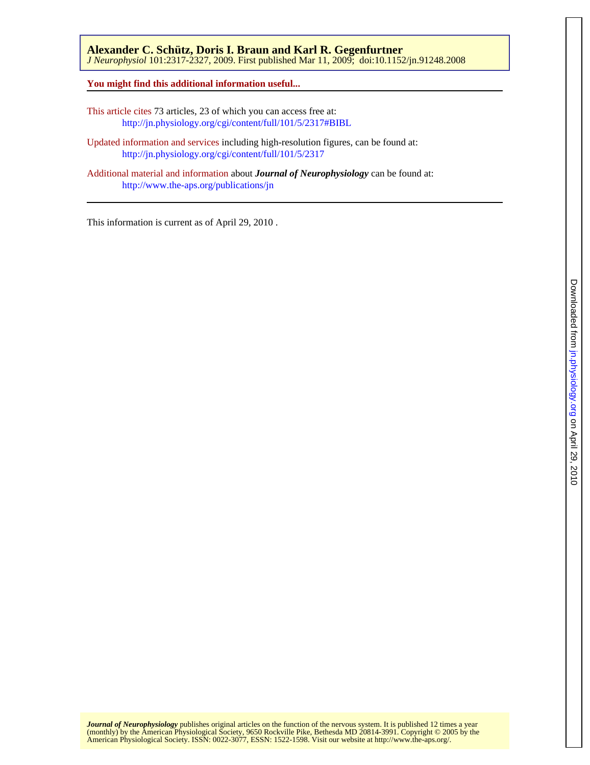**Alexander C. Schütz, Doris I. Braun and Karl R. Gegenfurtner**
*J Neurophysiol* 101:2317-2327, 2009. First published Mar 11, 2009; doi:10.1152/jn.91248.2008

**You might find this additional information useful...**

This article cites 73 articles, 23 of which you can access free at:
http://jn.physiology.org/cgi/content/full/101/5/2317#BIBL

Updated information and services including high-resolution figures, can be found at:
http://jn.physiology.org/cgi/content/full/101/5/2317

Additional material and information about ***Journal of Neurophysiology*** can be found at:
http://www.the-aps.org/publications/jn

This information is current as of April 29, 2010 .

***Journal of Neurophysiology*** publishes original articles on the function of the nervous system. It is published 12 times a year (monthly) by the American Physiological Society, 9650 Rockville Pike, Bethesda MD 20814-3991. Copyright © 2005 by the American Physiological Society. ISSN: 0022-3077, ESSN: 1522-1598. Visit our website at http://www.the-aps.org/.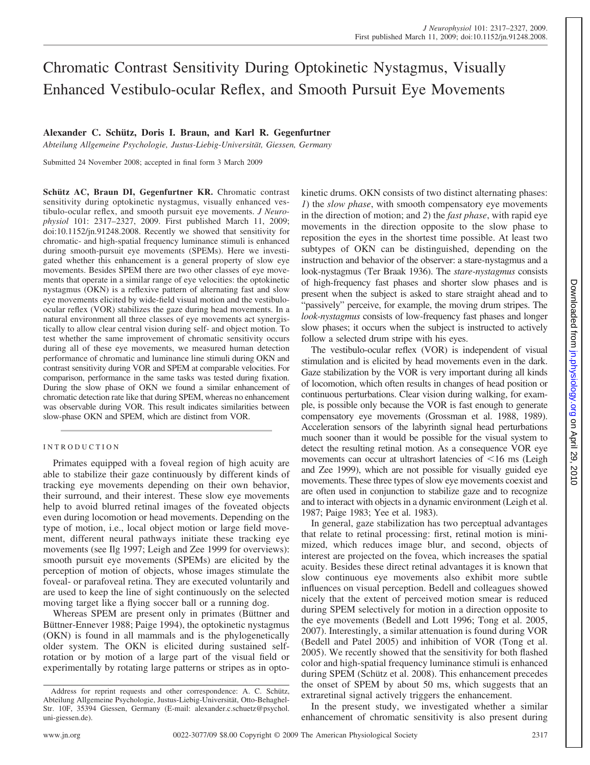# Chromatic Contrast Sensitivity During Optokinetic Nystagmus, Visually Enhanced Vestibulo-ocular Reflex, and Smooth Pursuit Eye Movements

**Alexander C. Schütz, Doris I. Braun, and Karl R. Gegenfurtner**

*Abteilung Allgemeine Psychologie, Justus-Liebig-Universität, Giessen, Germany*

Submitted 24 November 2008; accepted in final form 3 March 2009

**Schütz AC, Braun DI, Gegenfurtner KR.** Chromatic contrast sensitivity during optokinetic nystagmus, visually enhanced vestibulo-ocular reflex, and smooth pursuit eye movements. *J Neurophysiol* 101: 2317–2327, 2009. First published March 11, 2009; doi:10.1152/jn.91248.2008. Recently we showed that sensitivity for chromatic- and high-spatial frequency luminance stimuli is enhanced during smooth-pursuit eye movements (SPEMs). Here we investigated whether this enhancement is a general property of slow eye movements. Besides SPEM there are two other classes of eye movements that operate in a similar range of eye velocities: the optokinetic nystagmus (OKN) is a reflexive pattern of alternating fast and slow eye movements elicited by wide-field visual motion and the vestibulo-ocular reflex (VOR) stabilizes the gaze during head movements. In a natural environment all three classes of eye movements act synergistically to allow clear central vision during self- and object motion. To test whether the same improvement of chromatic sensitivity occurs during all of these eye movements, we measured human detection performance of chromatic and luminance line stimuli during OKN and contrast sensitivity during VOR and SPEM at comparable velocities. For comparison, performance in the same tasks was tested during fixation. During the slow phase of OKN we found a similar enhancement of chromatic detection rate like that during SPEM, whereas no enhancement was observable during VOR. This result indicates similarities between slow-phase OKN and SPEM, which are distinct from VOR.

## INTRODUCTION

Primates equipped with a foveal region of high acuity are able to stabilize their gaze continuously by different kinds of tracking eye movements depending on their own behavior, their surround, and their interest. These slow eye movements help to avoid blurred retinal images of the foveated objects even during locomotion or head movements. Depending on the type of motion, i.e., local object motion or large field movement, different neural pathways initiate these tracking eye movements (see Ilg 1997; Leigh and Zee 1999 for overviews): smooth pursuit eye movements (SPEMs) are elicited by the perception of motion of objects, whose images stimulate the foveal- or parafoveal retina. They are executed voluntarily and are used to keep the line of sight continuously on the selected moving target like a flying soccer ball or a running dog.

Whereas SPEM are present only in primates (Büttner and Büttner-Ennever 1988; Paige 1994), the optokinetic nystagmus (OKN) is found in all mammals and is the phylogenetically older system. The OKN is elicited during sustained self-rotation or by motion of a large part of the visual field or experimentally by rotating large patterns or stripes as in optokinetic drums. OKN consists of two distinct alternating phases: *1*) the *slow phase*, with smooth compensatory eye movements in the direction of motion; and *2*) the *fast phase*, with rapid eye movements in the direction opposite to the slow phase to reposition the eyes in the shortest time possible. At least two subtypes of OKN can be distinguished, depending on the instruction and behavior of the observer: a stare-nystagmus and a look-nystagmus (Ter Braak 1936). The *stare-nystagmus* consists of high-frequency fast phases and shorter slow phases and is present when the subject is asked to stare straight ahead and to "passively" perceive, for example, the moving drum stripes. The *look-nystagmus* consists of low-frequency fast phases and longer slow phases; it occurs when the subject is instructed to actively follow a selected drum stripe with his eyes.

The vestibulo-ocular reflex (VOR) is independent of visual stimulation and is elicited by head movements even in the dark. Gaze stabilization by the VOR is very important during all kinds of locomotion, which often results in changes of head position or continuous perturbations. Clear vision during walking, for example, is possible only because the VOR is fast enough to generate compensatory eye movements (Grossman et al. 1988, 1989). Acceleration sensors of the labyrinth signal head perturbations much sooner than it would be possible for the visual system to detect the resulting retinal motion. As a consequence VOR eye movements can occur at ultrashort latencies of <16 ms (Leigh and Zee 1999), which are not possible for visually guided eye movements. These three types of slow eye movements coexist and are often used in conjunction to stabilize gaze and to recognize and to interact with objects in a dynamic environment (Leigh et al. 1987; Paige 1983; Yee et al. 1983).

In general, gaze stabilization has two perceptual advantages that relate to retinal processing: first, retinal motion is minimized, which reduces image blur, and second, objects of interest are projected on the fovea, which increases the spatial acuity. Besides these direct retinal advantages it is known that slow continuous eye movements also exhibit more subtle influences on visual perception. Bedell and colleagues showed nicely that the extent of perceived motion smear is reduced during SPEM selectively for motion in a direction opposite to the eye movements (Bedell and Lott 1996; Tong et al. 2005, 2007). Interestingly, a similar attenuation is found during VOR (Bedell and Patel 2005) and inhibition of VOR (Tong et al. 2005). We recently showed that the sensitivity for both flashed color and high-spatial frequency luminance stimuli is enhanced during SPEM (Schütz et al. 2008). This enhancement precedes the onset of SPEM by about 50 ms, which suggests that an extraretinal signal actively triggers the enhancement.

In the present study, we investigated whether a similar enhancement of chromatic sensitivity is also present during

Address for reprint requests and other correspondence: A. C. Schütz, Abteilung Allgemeine Psychologie, Justus-Liebig-Universität, Otto-Behaghel-Str. 10F, 35394 Giessen, Germany (E-mail: alexander.c.schuetz@psychol.uni-giessen.de).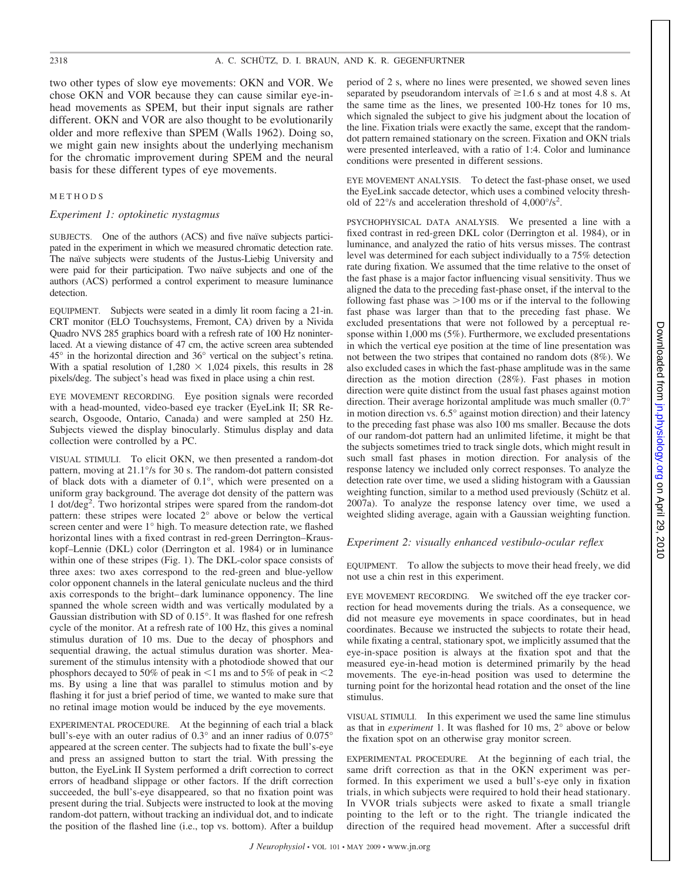two other types of slow eye movements: OKN and VOR. We chose OKN and VOR because they can cause similar eye-in-head movements as SPEM, but their input signals are rather different. OKN and VOR are also thought to be evolutionarily older and more reflexive than SPEM (Walls 1962). Doing so, we might gain new insights about the underlying mechanism for the chromatic improvement during SPEM and the neural basis for these different types of eye movements.

## METHODS

### Experiment 1: optokinetic nystagmus

SUBJECTS. One of the authors (ACS) and five naïve subjects participated in the experiment in which we measured chromatic detection rate. The naïve subjects were students of the Justus-Liebig University and were paid for their participation. Two naïve subjects and one of the authors (ACS) performed a control experiment to measure luminance detection.

EQUIPMENT. Subjects were seated in a dimly lit room facing a 21-in. CRT monitor (ELO Touchsystems, Fremont, CA) driven by a Nivida Quadro NVS 285 graphics board with a refresh rate of 100 Hz noninterlaced. At a viewing distance of 47 cm, the active screen area subtended 45° in the horizontal direction and 36° vertical on the subject's retina. With a spatial resolution of 1,280 × 1,024 pixels, this results in 28 pixels/deg. The subject's head was fixed in place using a chin rest.

EYE MOVEMENT RECORDING. Eye position signals were recorded with a head-mounted, video-based eye tracker (EyeLink II; SR Research, Osgoode, Ontario, Canada) and were sampled at 250 Hz. Subjects viewed the display binocularly. Stimulus display and data collection were controlled by a PC.

VISUAL STIMULI. To elicit OKN, we then presented a random-dot pattern, moving at 21.1°/s for 30 s. The random-dot pattern consisted of black dots with a diameter of 0.1°, which were presented on a uniform gray background. The average dot density of the pattern was 1 dot/deg$^2$. Two horizontal stripes were spared from the random-dot pattern: these stripes were located 2° above or below the vertical screen center and were 1° high. To measure detection rate, we flashed horizontal lines with a fixed contrast in red-green Derrington–Krauskopf–Lennie (DKL) color (Derrington et al. 1984) or in luminance within one of these stripes (Fig. 1). The DKL-color space consists of three axes: two axes correspond to the red-green and blue-yellow color opponent channels in the lateral geniculate nucleus and the third axis corresponds to the bright–dark luminance opponency. The line spanned the whole screen width and was vertically modulated by a Gaussian distribution with SD of 0.15°. It was flashed for one refresh cycle of the monitor. At a refresh rate of 100 Hz, this gives a nominal stimulus duration of 10 ms. Due to the decay of phosphors and sequential drawing, the actual stimulus duration was shorter. Measurement of the stimulus intensity with a photodiode showed that our phosphors decayed to 50% of peak in <1 ms and to 5% of peak in <2 ms. By using a line that was parallel to stimulus motion and by flashing it for just a brief period of time, we wanted to make sure that no retinal image motion would be induced by the eye movements.

EXPERIMENTAL PROCEDURE. At the beginning of each trial a black bull's-eye with an outer radius of 0.3° and an inner radius of 0.075° appeared at the screen center. The subjects had to fixate the bull's-eye and press an assigned button to start the trial. With pressing the button, the EyeLink II System performed a drift correction to correct errors of headband slippage or other factors. If the drift correction succeeded, the bull's-eye disappeared, so that no fixation point was present during the trial. Subjects were instructed to look at the moving random-dot pattern, without tracking an individual dot, and to indicate the position of the flashed line (i.e., top vs. bottom). After a buildup period of 2 s, where no lines were presented, we showed seven lines separated by pseudorandom intervals of ≥1.6 s and at most 4.8 s. At the same time as the lines, we presented 100-Hz tones for 10 ms, which signaled the subject to give his judgment about the location of the line. Fixation trials were exactly the same, except that the random-dot pattern remained stationary on the screen. Fixation and OKN trials were presented interleaved, with a ratio of 1:4. Color and luminance conditions were presented in different sessions.

EYE MOVEMENT ANALYSIS. To detect the fast-phase onset, we used the EyeLink saccade detector, which uses a combined velocity threshold of 22°/s and acceleration threshold of 4,000°/s$^2$.

PSYCHOPHYSICAL DATA ANALYSIS. We presented a line with a fixed contrast in red-green DKL color (Derrington et al. 1984), or in luminance, and analyzed the ratio of hits versus misses. The contrast level was determined for each subject individually to a 75% detection rate during fixation. We assumed that the time relative to the onset of the fast phase is a major factor influencing visual sensitivity. Thus we aligned the data to the preceding fast-phase onset, if the interval to the following fast phase was >100 ms or if the interval to the following fast phase was larger than that to the preceding fast phase. We excluded presentations that were not followed by a perceptual response within 1,000 ms (5%). Furthermore, we excluded presentations in which the vertical eye position at the time of line presentation was not between the two stripes that contained no random dots (8%). We also excluded cases in which the fast-phase amplitude was in the same direction as the motion direction (28%). Fast phases in motion direction were quite distinct from the usual fast phases against motion direction. Their average horizontal amplitude was much smaller (0.7° in motion direction vs. 6.5° against motion direction) and their latency to the preceding fast phase was also 100 ms smaller. Because the dots of our random-dot pattern had an unlimited lifetime, it might be that the subjects sometimes tried to track single dots, which might result in such small fast phases in motion direction. For analysis of the response latency we included only correct responses. To analyze the detection rate over time, we used a sliding histogram with a Gaussian weighting function, similar to a method used previously (Schütz et al. 2007a). To analyze the response latency over time, we used a weighted sliding average, again with a Gaussian weighting function.

### Experiment 2: visually enhanced vestibulo-ocular reflex

EQUIPMENT. To allow the subjects to move their head freely, we did not use a chin rest in this experiment.

EYE MOVEMENT RECORDING. We switched off the eye tracker correction for head movements during the trials. As a consequence, we did not measure eye movements in space coordinates, but in head coordinates. Because we instructed the subjects to rotate their head, while fixating a central, stationary spot, we implicitly assumed that the eye-in-space position is always at the fixation spot and that the measured eye-in-head motion is determined primarily by the head movements. The eye-in-head position was used to determine the turning point for the horizontal head rotation and the onset of the line stimulus.

VISUAL STIMULI. In this experiment we used the same line stimulus as that in *experiment* 1. It was flashed for 10 ms, 2° above or below the fixation spot on an otherwise gray monitor screen.

EXPERIMENTAL PROCEDURE. At the beginning of each trial, the same drift correction as that in the OKN experiment was performed. In this experiment we used a bull's-eye only in fixation trials, in which subjects were required to hold their head stationary. In VVOR trials subjects were asked to fixate a small triangle pointing to the left or to the right. The triangle indicated the direction of the required head movement. After a successful drift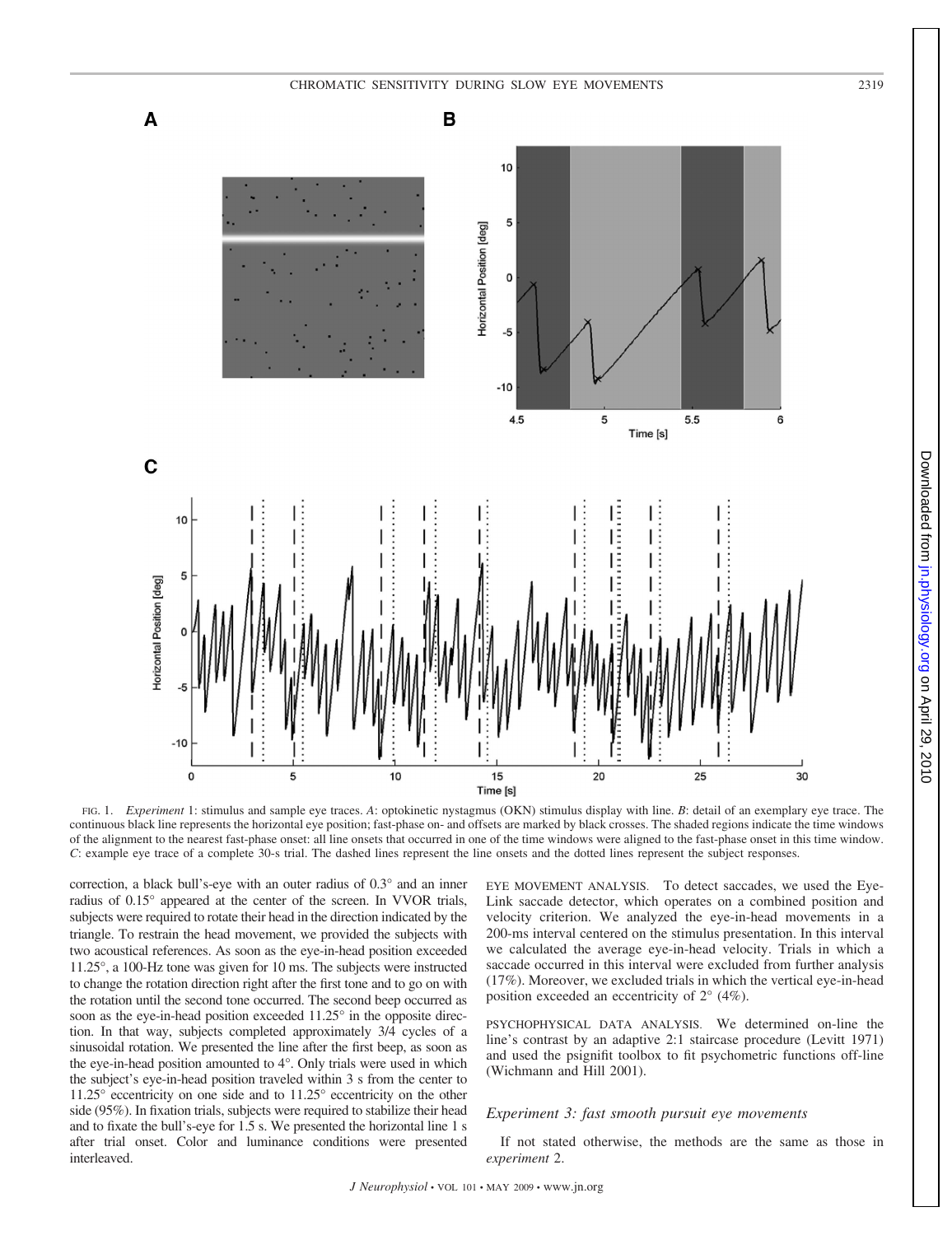FIG. 1. *Experiment* 1: stimulus and sample eye traces. *A*: optokinetic nystagmus (OKN) stimulus display with line. *B*: detail of an exemplary eye trace. The continuous black line represents the horizontal eye position; fast-phase on- and offsets are marked by black crosses. The shaded regions indicate the time windows of the alignment to the nearest fast-phase onset: all line onsets that occurred in one of the time windows were aligned to the fast-phase onset in this time window. *C*: example eye trace of a complete 30-s trial. The dashed lines represent the line onsets and the dotted lines represent the subject responses.

correction, a black bull's-eye with an outer radius of 0.3° and an inner radius of 0.15° appeared at the center of the screen. In VVOR trials, subjects were required to rotate their head in the direction indicated by the triangle. To restrain the head movement, we provided the subjects with two acoustical references. As soon as the eye-in-head position exceeded 11.25°, a 100-Hz tone was given for 10 ms. The subjects were instructed to change the rotation direction right after the first tone and to go on with the rotation until the second tone occurred. The second beep occurred as soon as the eye-in-head position exceeded 11.25° in the opposite direction. In that way, subjects completed approximately 3/4 cycles of a sinusoidal rotation. We presented the line after the first beep, as soon as the eye-in-head position amounted to 4°. Only trials were used in which the subject's eye-in-head position traveled within 3 s from the center to 11.25° eccentricity on one side and to 11.25° eccentricity on the other side (95%). In fixation trials, subjects were required to stabilize their head and to fixate the bull's-eye for 1.5 s. We presented the horizontal line 1 s after trial onset. Color and luminance conditions were presented interleaved.

EYE MOVEMENT ANALYSIS. To detect saccades, we used the Eye-Link saccade detector, which operates on a combined position and velocity criterion. We analyzed the eye-in-head movements in a 200-ms interval centered on the stimulus presentation. In this interval we calculated the average eye-in-head velocity. Trials in which a saccade occurred in this interval were excluded from further analysis (17%). Moreover, we excluded trials in which the vertical eye-in-head position exceeded an eccentricity of 2° (4%).

PSYCHOPHYSICAL DATA ANALYSIS. We determined on-line the line's contrast by an adaptive 2:1 staircase procedure (Levitt 1971) and used the psignifit toolbox to fit psychometric functions off-line (Wichmann and Hill 2001).

### *Experiment 3: fast smooth pursuit eye movements*

If not stated otherwise, the methods are the same as those in *experiment* 2.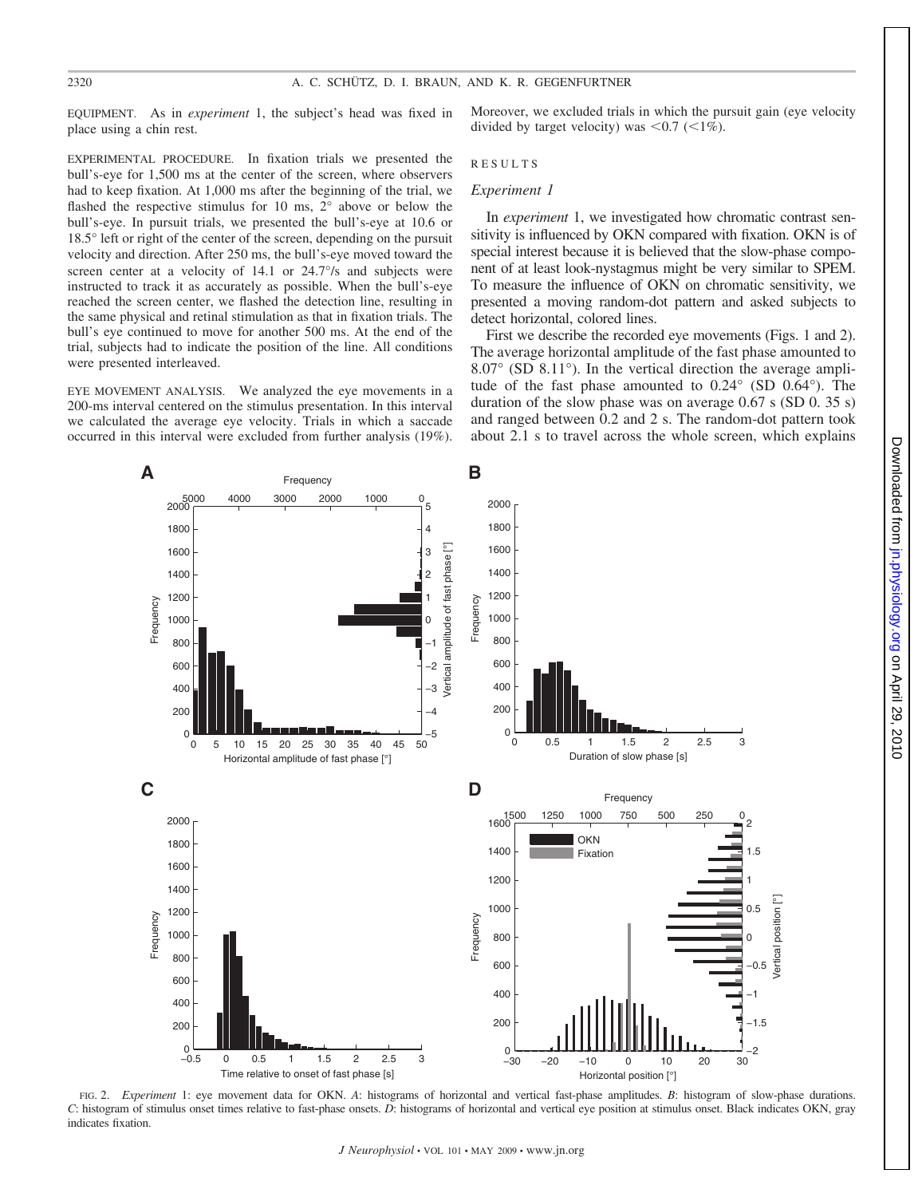EQUIPMENT. As in *experiment* 1, the subject's head was fixed in place using a chin rest.

EXPERIMENTAL PROCEDURE. In fixation trials we presented the bull's-eye for 1,500 ms at the center of the screen, where observers had to keep fixation. At 1,000 ms after the beginning of the trial, we flashed the respective stimulus for 10 ms, 2° above or below the bull's-eye. In pursuit trials, we presented the bull's-eye at 10.6 or 18.5° left or right of the center of the screen, depending on the pursuit velocity and direction. After 250 ms, the bull's-eye moved toward the screen center at a velocity of 14.1 or 24.7°/s and subjects were instructed to track it as accurately as possible. When the bull's-eye reached the screen center, we flashed the detection line, resulting in the same physical and retinal stimulation as that in fixation trials. The bull's eye continued to move for another 500 ms. At the end of the trial, subjects had to indicate the position of the line. All conditions were presented interleaved.

EYE MOVEMENT ANALYSIS. We analyzed the eye movements in a 200-ms interval centered on the stimulus presentation. In this interval we calculated the average eye velocity. Trials in which a saccade occurred in this interval were excluded from further analysis (19%). Moreover, we excluded trials in which the pursuit gain (eye velocity divided by target velocity) was <0.7 (<1%).

## RESULTS

### Experiment 1

In *experiment* 1, we investigated how chromatic contrast sensitivity is influenced by OKN compared with fixation. OKN is of special interest because it is believed that the slow-phase component of at least look-nystagmus might be very similar to SPEM. To measure the influence of OKN on chromatic sensitivity, we presented a moving random-dot pattern and asked subjects to detect horizontal, colored lines.

First we describe the recorded eye movements (Figs. 1 and 2). The average horizontal amplitude of the fast phase amounted to 8.07° (SD 8.11°). In the vertical direction the average amplitude of the fast phase amounted to 0.24° (SD 0.64°). The duration of the slow phase was on average 0.67 s (SD 0. 35 s) and ranged between 0.2 and 2 s. The random-dot pattern took about 2.1 s to travel across the whole screen, which explains

FIG. 2. *Experiment* 1: eye movement data for OKN. *A*: histograms of horizontal and vertical fast-phase amplitudes. *B*: histogram of slow-phase durations. *C*: histogram of stimulus onset times relative to fast-phase onsets. *D*: histograms of horizontal and vertical eye position at stimulus onset. Black indicates OKN, gray indicates fixation.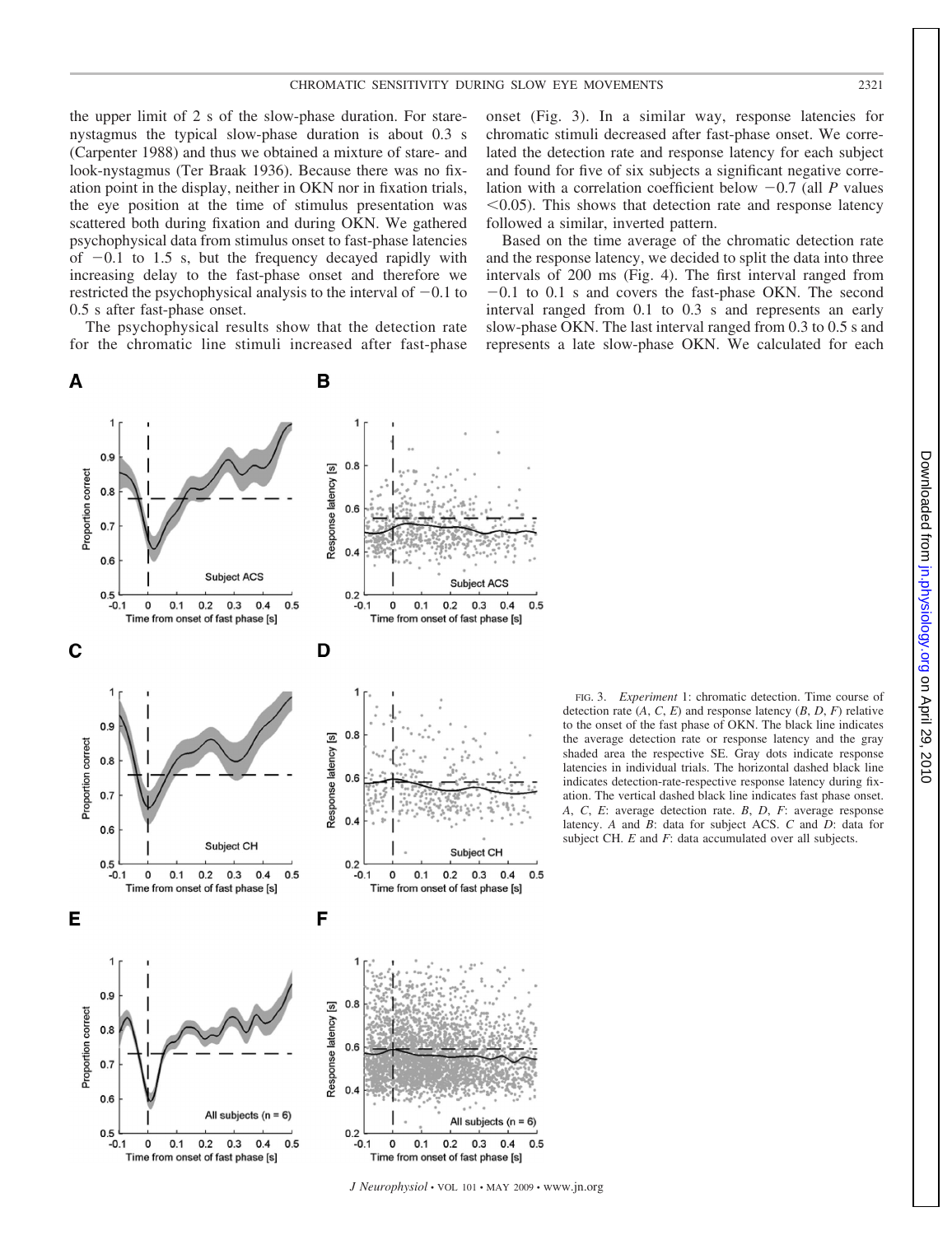the upper limit of 2 s of the slow-phase duration. For stare-nystagmus the typical slow-phase duration is about 0.3 s (Carpenter 1988) and thus we obtained a mixture of stare- and look-nystagmus (Ter Braak 1936). Because there was no fixation point in the display, neither in OKN nor in fixation trials, the eye position at the time of stimulus presentation was scattered both during fixation and during OKN. We gathered psychophysical data from stimulus onset to fast-phase latencies of −0.1 to 1.5 s, but the frequency decayed rapidly with increasing delay to the fast-phase onset and therefore we restricted the psychophysical analysis to the interval of −0.1 to 0.5 s after fast-phase onset.

The psychophysical results show that the detection rate for the chromatic line stimuli increased after fast-phase onset (Fig. 3). In a similar way, response latencies for chromatic stimuli decreased after fast-phase onset. We correlated the detection rate and response latency for each subject and found for five of six subjects a significant negative correlation with a correlation coefficient below −0.7 (all $P$ values $<0.05$). This shows that detection rate and response latency followed a similar, inverted pattern.

Based on the time average of the chromatic detection rate and the response latency, we decided to split the data into three intervals of 200 ms (Fig. 4). The first interval ranged from −0.1 to 0.1 s and covers the fast-phase OKN. The second interval ranged from 0.1 to 0.3 s and represents an early slow-phase OKN. The last interval ranged from 0.3 to 0.5 s and represents a late slow-phase OKN. We calculated for each

FIG. 3. *Experiment* 1: chromatic detection. Time course of detection rate (*A*, *C*, *E*) and response latency (*B*, *D*, *F*) relative to the onset of the fast phase of OKN. The black line indicates the average detection rate or response latency and the gray shaded area the respective SE. Gray dots indicate response latencies in individual trials. The horizontal dashed black line indicates detection-rate-respective response latency during fixation. The vertical dashed black line indicates fast phase onset. *A*, *C*, *E*: average detection rate. *B*, *D*, *F*: average response latency. *A* and *B*: data for subject ACS. *C* and *D*: data for subject CH. *E* and *F*: data accumulated over all subjects.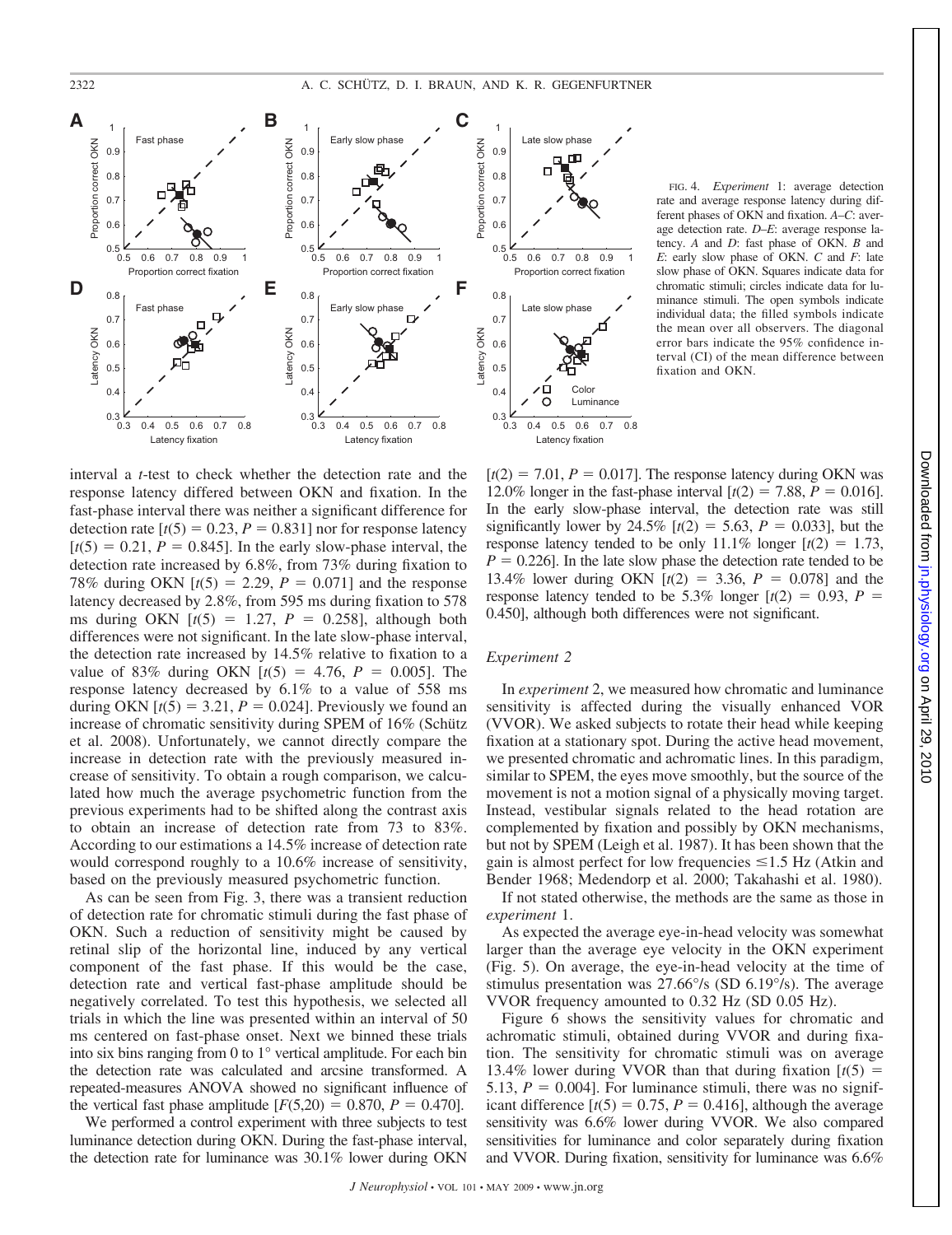FIG. 4. *Experiment 1*: average detection rate and average response latency during different phases of OKN and fixation. *A–C*: average detection rate. *D–E*: average response latency. *A* and *D*: fast phase of OKN. *B* and *E*: early slow phase of OKN. *C* and *F*: late slow phase of OKN. Squares indicate data for chromatic stimuli; circles indicate data for luminance stimuli. The open symbols indicate individual data; the filled symbols indicate the mean over all observers. The diagonal error bars indicate the 95% confidence interval (CI) of the mean difference between fixation and OKN.

interval a *t*-test to check whether the detection rate and the response latency differed between OKN and fixation. In the fast-phase interval there was neither a significant difference for detection rate [$t(5) = 0.23$, $P = 0.831$] nor for response latency [$t(5) = 0.21$, $P = 0.845$]. In the early slow-phase interval, the detection rate increased by 6.8%, from 73% during fixation to 78% during OKN [$t(5) = 2.29$, $P = 0.071$] and the response latency decreased by 2.8%, from 595 ms during fixation to 578 ms during OKN [$t(5) = 1.27$, $P = 0.258$], although both differences were not significant. In the late slow-phase interval, the detection rate increased by 14.5% relative to fixation to a value of 83% during OKN [$t(5) = 4.76$, $P = 0.005$]. The response latency decreased by 6.1% to a value of 558 ms during OKN [$t(5) = 3.21$, $P = 0.024$]. Previously we found an increase of chromatic sensitivity during SPEM of 16% (Schütz et al. 2008). Unfortunately, we cannot directly compare the increase in detection rate with the previously measured increase of sensitivity. To obtain a rough comparison, we calculated how much the average psychometric function from the previous experiments had to be shifted along the contrast axis to obtain an increase of detection rate from 73 to 83%. According to our estimations a 14.5% increase of detection rate would correspond roughly to a 10.6% increase of sensitivity, based on the previously measured psychometric function.

As can be seen from Fig. 3, there was a transient reduction of detection rate for chromatic stimuli during the fast phase of OKN. Such a reduction of sensitivity might be caused by retinal slip of the horizontal line, induced by any vertical component of the fast phase. If this would be the case, detection rate and vertical fast-phase amplitude should be negatively correlated. To test this hypothesis, we selected all trials in which the line was presented within an interval of 50 ms centered on fast-phase onset. Next we binned these trials into six bins ranging from 0 to 1° vertical amplitude. For each bin the detection rate was calculated and arcsine transformed. A repeated-measures ANOVA showed no significant influence of the vertical fast phase amplitude [$F(5,20) = 0.870$, $P = 0.470$].

We performed a control experiment with three subjects to test luminance detection during OKN. During the fast-phase interval, the detection rate for luminance was 30.1% lower during OKN [$t(2) = 7.01$, $P = 0.017$]. The response latency during OKN was 12.0% longer in the fast-phase interval [$t(2) = 7.88$, $P = 0.016$]. In the early slow-phase interval, the detection rate was still significantly lower by 24.5% [$t(2) = 5.63$, $P = 0.033$], but the response latency tended to be only 11.1% longer [$t(2) = 1.73$, $P = 0.226$]. In the late slow phase the detection rate tended to be 13.4% lower during OKN [$t(2) = 3.36$, $P = 0.078$] and the response latency tended to be 5.3% longer [$t(2) = 0.93$, $P = 0.450$], although both differences were not significant.

### *Experiment 2*

In *experiment 2*, we measured how chromatic and luminance sensitivity is affected during the visually enhanced VOR (VVOR). We asked subjects to rotate their head while keeping fixation at a stationary spot. During the active head movement, we presented chromatic and achromatic lines. In this paradigm, similar to SPEM, the eyes move smoothly, but the source of the movement is not a motion signal of a physically moving target. Instead, vestibular signals related to the head rotation are complemented by fixation and possibly by OKN mechanisms, but not by SPEM (Leigh et al. 1987). It has been shown that the gain is almost perfect for low frequencies ≤1.5 Hz (Atkin and Bender 1968; Medendorp et al. 2000; Takahashi et al. 1980).

If not stated otherwise, the methods are the same as those in *experiment 1*.

As expected the average eye-in-head velocity was somewhat larger than the average eye velocity in the OKN experiment (Fig. 5). On average, the eye-in-head velocity at the time of stimulus presentation was 27.66°/s (SD 6.19°/s). The average VVOR frequency amounted to 0.32 Hz (SD 0.05 Hz).

Figure 6 shows the sensitivity values for chromatic and achromatic stimuli, obtained during VVOR and during fixation. The sensitivity for chromatic stimuli was on average 13.4% lower during VVOR than that during fixation [$t(5) = 5.13$, $P = 0.004$]. For luminance stimuli, there was no significant difference [$t(5) = 0.75$, $P = 0.416$], although the average sensitivity was 6.6% lower during VVOR. We also compared sensitivities for luminance and color separately during fixation and VVOR. During fixation, sensitivity for luminance was 6.6%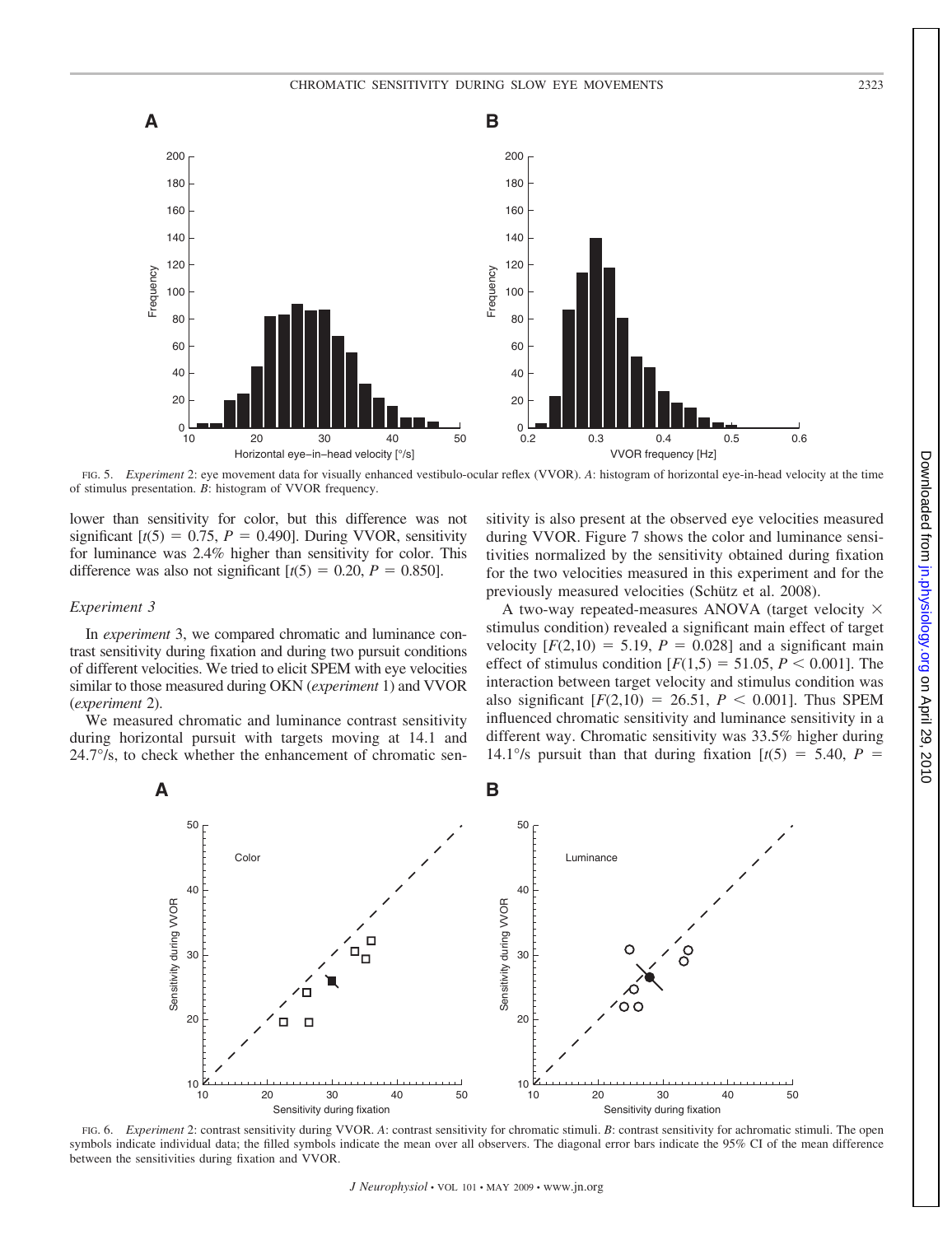FIG. 5. *Experiment* 2: eye movement data for visually enhanced vestibulo-ocular reflex (VVOR). *A*: histogram of horizontal eye-in-head velocity at the time of stimulus presentation. *B*: histogram of VVOR frequency.

lower than sensitivity for color, but this difference was not significant [$t(5) = 0.75$, $P = 0.490$]. During VVOR, sensitivity for luminance was 2.4% higher than sensitivity for color. This difference was also not significant [$t(5) = 0.20$, $P = 0.850$].

### *Experiment 3*

In *experiment* 3, we compared chromatic and luminance contrast sensitivity during fixation and during two pursuit conditions of different velocities. We tried to elicit SPEM with eye velocities similar to those measured during OKN (*experiment* 1) and VVOR (*experiment* 2).

We measured chromatic and luminance contrast sensitivity during horizontal pursuit with targets moving at 14.1 and 24.7°/s, to check whether the enhancement of chromatic sensitivity is also present at the observed eye velocities measured during VVOR. Figure 7 shows the color and luminance sensitivities normalized by the sensitivity obtained during fixation for the two velocities measured in this experiment and for the previously measured velocities (Schütz et al. 2008).

A two-way repeated-measures ANOVA (target velocity × stimulus condition) revealed a significant main effect of target velocity [$F(2,10) = 5.19$, $P = 0.028$] and a significant main effect of stimulus condition [$F(1,5) = 51.05$, $P < 0.001$]. The interaction between target velocity and stimulus condition was also significant [$F(2,10) = 26.51$, $P < 0.001$]. Thus SPEM influenced chromatic sensitivity and luminance sensitivity in a different way. Chromatic sensitivity was 33.5% higher during 14.1°/s pursuit than that during fixation [$t(5) = 5.40$, $P =$

FIG. 6. *Experiment* 2: contrast sensitivity during VVOR. *A*: contrast sensitivity for chromatic stimuli. *B*: contrast sensitivity for achromatic stimuli. The open symbols indicate individual data; the filled symbols indicate the mean over all observers. The diagonal error bars indicate the 95% CI of the mean difference between the sensitivities during fixation and VVOR.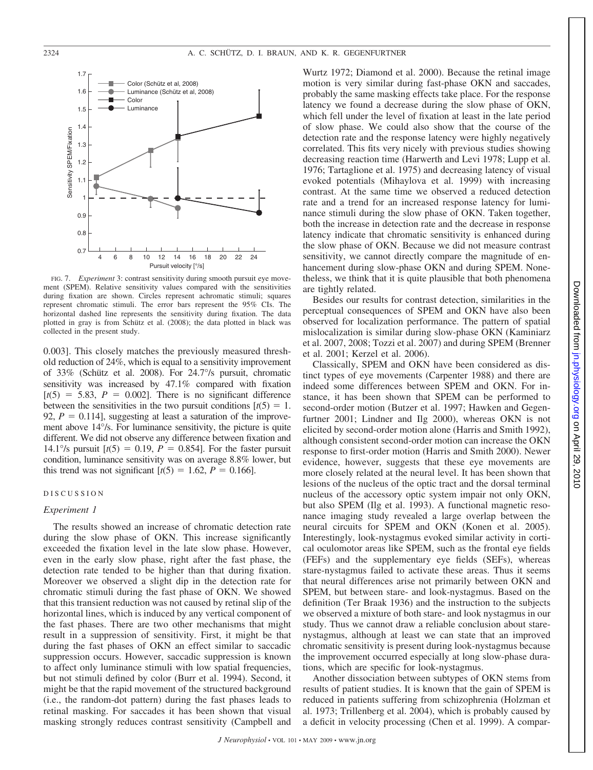FIG. 7. *Experiment 3*: contrast sensitivity during smooth pursuit eye movement (SPEM). Relative sensitivity values compared with the sensitivities during fixation are shown. Circles represent achromatic stimuli; squares represent chromatic stimuli. The error bars represent the 95% CIs. The horizontal dashed line represents the sensitivity during fixation. The data plotted in gray is from Schütz et al. (2008); the data plotted in black was collected in the present study.

0.003]. This closely matches the previously measured threshold reduction of 24%, which is equal to a sensitivity improvement of 33% (Schütz et al. 2008). For 24.7°/s pursuit, chromatic sensitivity was increased by 47.1% compared with fixation [$t(5) = 5.83$, $P = 0.002$]. There is no significant difference between the sensitivities in the two pursuit conditions [$t(5) = 1.92$, $P = 0.114$], suggesting at least a saturation of the improvement above 14°/s. For luminance sensitivity, the picture is quite different. We did not observe any difference between fixation and 14.1°/s pursuit [$t(5) = 0.19$, $P = 0.854$]. For the faster pursuit condition, luminance sensitivity was on average 8.8% lower, but this trend was not significant [$t(5) = 1.62$, $P = 0.166$].

## DISCUSSION

### *Experiment 1*

The results showed an increase of chromatic detection rate during the slow phase of OKN. This increase significantly exceeded the fixation level in the late slow phase. However, even in the early slow phase, right after the fast phase, the detection rate tended to be higher than that during fixation. Moreover we observed a slight dip in the detection rate for chromatic stimuli during the fast phase of OKN. We showed that this transient reduction was not caused by retinal slip of the horizontal lines, which is induced by any vertical component of the fast phases. There are two other mechanisms that might result in a suppression of sensitivity. First, it might be that during the fast phases of OKN an effect similar to saccadic suppression occurs. However, saccadic suppression is known to affect only luminance stimuli with low spatial frequencies, but not stimuli defined by color (Burr et al. 1994). Second, it might be that the rapid movement of the structured background (i.e., the random-dot pattern) during the fast phases leads to retinal masking. For saccades it has been shown that visual masking strongly reduces contrast sensitivity (Campbell and Wurtz 1972; Diamond et al. 2000). Because the retinal image motion is very similar during fast-phase OKN and saccades, probably the same masking effects take place. For the response latency we found a decrease during the slow phase of OKN, which fell under the level of fixation at least in the late period of slow phase. We could also show that the course of the detection rate and the response latency were highly negatively correlated. This fits very nicely with previous studies showing decreasing reaction time (Harwerth and Levi 1978; Lupp et al. 1976; Tartaglione et al. 1975) and decreasing latency of visual evoked potentials (Mihaylova et al. 1999) with increasing contrast. At the same time we observed a reduced detection rate and a trend for an increased response latency for luminance stimuli during the slow phase of OKN. Taken together, both the increase in detection rate and the decrease in response latency indicate that chromatic sensitivity is enhanced during the slow phase of OKN. Because we did not measure contrast sensitivity, we cannot directly compare the magnitude of enhancement during slow-phase OKN and during SPEM. Nonetheless, we think that it is quite plausible that both phenomena are tightly related.

Besides our results for contrast detection, similarities in the perceptual consequences of SPEM and OKN have also been observed for localization performance. The pattern of spatial mislocalization is similar during slow-phase OKN (Kaminiarz et al. 2007, 2008; Tozzi et al. 2007) and during SPEM (Brenner et al. 2001; Kerzel et al. 2006).

Classically, SPEM and OKN have been considered as distinct types of eye movements (Carpenter 1988) and there are indeed some differences between SPEM and OKN. For instance, it has been shown that SPEM can be performed to second-order motion (Butzer et al. 1997; Hawken and Gegenfurtner 2001; Lindner and Ilg 2000), whereas OKN is not elicited by second-order motion alone (Harris and Smith 1992), although consistent second-order motion can increase the OKN response to first-order motion (Harris and Smith 2000). Newer evidence, however, suggests that these eye movements are more closely related at the neural level. It has been shown that lesions of the nucleus of the optic tract and the dorsal terminal nucleus of the accessory optic system impair not only OKN, but also SPEM (Ilg et al. 1993). A functional magnetic resonance imaging study revealed a large overlap between the neural circuits for SPEM and OKN (Konen et al. 2005). Interestingly, look-nystagmus evoked similar activity in cortical oculomotor areas like SPEM, such as the frontal eye fields (FEFs) and the supplementary eye fields (SEFs), whereas stare-nystagmus failed to activate these areas. Thus it seems that neural differences arise not primarily between OKN and SPEM, but between stare- and look-nystagmus. Based on the definition (Ter Braak 1936) and the instruction to the subjects we observed a mixture of both stare- and look nystagmus in our study. Thus we cannot draw a reliable conclusion about stare-nystagmus, although at least we can state that an improved chromatic sensitivity is present during look-nystagmus because the improvement occurred especially at long slow-phase durations, which are specific for look-nystagmus.

Another dissociation between subtypes of OKN stems from results of patient studies. It is known that the gain of SPEM is reduced in patients suffering from schizophrenia (Holzman et al. 1973; Trillenberg et al. 2004), which is probably caused by a deficit in velocity processing (Chen et al. 1999). A compar-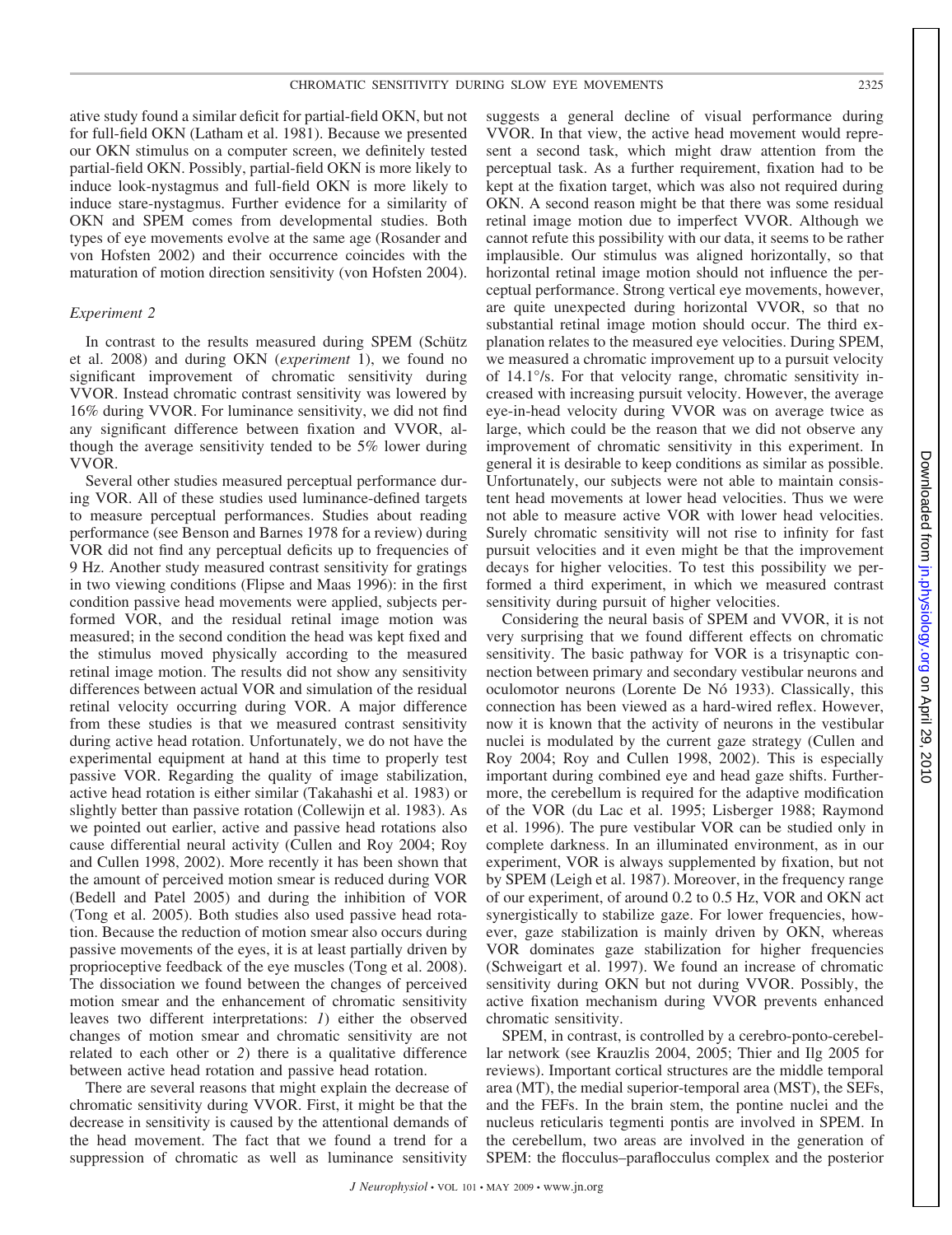ative study found a similar deficit for partial-field OKN, but not for full-field OKN (Latham et al. 1981). Because we presented our OKN stimulus on a computer screen, we definitely tested partial-field OKN. Possibly, partial-field OKN is more likely to induce look-nystagmus and full-field OKN is more likely to induce stare-nystagmus. Further evidence for a similarity of OKN and SPEM comes from developmental studies. Both types of eye movements evolve at the same age (Rosander and von Hofsten 2002) and their occurrence coincides with the maturation of motion direction sensitivity (von Hofsten 2004).

### *Experiment 2*

In contrast to the results measured during SPEM (Schütz et al. 2008) and during OKN (*experiment* 1), we found no significant improvement of chromatic sensitivity during VVOR. Instead chromatic contrast sensitivity was lowered by 16% during VVOR. For luminance sensitivity, we did not find any significant difference between fixation and VVOR, although the average sensitivity tended to be 5% lower during VVOR.

Several other studies measured perceptual performance during VOR. All of these studies used luminance-defined targets to measure perceptual performances. Studies about reading performance (see Benson and Barnes 1978 for a review) during VOR did not find any perceptual deficits up to frequencies of 9 Hz. Another study measured contrast sensitivity for gratings in two viewing conditions (Flipse and Maas 1996): in the first condition passive head movements were applied, subjects performed VOR, and the residual retinal image motion was measured; in the second condition the head was kept fixed and the stimulus moved physically according to the measured retinal image motion. The results did not show any sensitivity differences between actual VOR and simulation of the residual retinal velocity occurring during VOR. A major difference from these studies is that we measured contrast sensitivity during active head rotation. Unfortunately, we do not have the experimental equipment at hand at this time to properly test passive VOR. Regarding the quality of image stabilization, active head rotation is either similar (Takahashi et al. 1983) or slightly better than passive rotation (Collewijn et al. 1983). As we pointed out earlier, active and passive head rotations also cause differential neural activity (Cullen and Roy 2004; Roy and Cullen 1998, 2002). More recently it has been shown that the amount of perceived motion smear is reduced during VOR (Bedell and Patel 2005) and during the inhibition of VOR (Tong et al. 2005). Both studies also used passive head rotation. Because the reduction of motion smear also occurs during passive movements of the eyes, it is at least partially driven by proprioceptive feedback of the eye muscles (Tong et al. 2008). The dissociation we found between the changes of perceived motion smear and the enhancement of chromatic sensitivity leaves two different interpretations: *1*) either the observed changes of motion smear and chromatic sensitivity are not related to each other or *2*) there is a qualitative difference between active head rotation and passive head rotation.

There are several reasons that might explain the decrease of chromatic sensitivity during VVOR. First, it might be that the decrease in sensitivity is caused by the attentional demands of the head movement. The fact that we found a trend for a suppression of chromatic as well as luminance sensitivity suggests a general decline of visual performance during VVOR. In that view, the active head movement would represent a second task, which might draw attention from the perceptual task. As a further requirement, fixation had to be kept at the fixation target, which was also not required during OKN. A second reason might be that there was some residual retinal image motion due to imperfect VVOR. Although we cannot refute this possibility with our data, it seems to be rather implausible. Our stimulus was aligned horizontally, so that horizontal retinal image motion should not influence the perceptual performance. Strong vertical eye movements, however, are quite unexpected during horizontal VVOR, so that no substantial retinal image motion should occur. The third explanation relates to the measured eye velocities. During SPEM, we measured a chromatic improvement up to a pursuit velocity of 14.1°/s. For that velocity range, chromatic sensitivity increased with increasing pursuit velocity. However, the average eye-in-head velocity during VVOR was on average twice as large, which could be the reason that we did not observe any improvement of chromatic sensitivity in this experiment. In general it is desirable to keep conditions as similar as possible. Unfortunately, our subjects were not able to maintain consistent head movements at lower head velocities. Thus we were not able to measure active VOR with lower head velocities. Surely chromatic sensitivity will not rise to infinity for fast pursuit velocities and it even might be that the improvement decays for higher velocities. To test this possibility we performed a third experiment, in which we measured contrast sensitivity during pursuit of higher velocities.

Considering the neural basis of SPEM and VVOR, it is not very surprising that we found different effects on chromatic sensitivity. The basic pathway for VOR is a trisynaptic connection between primary and secondary vestibular neurons and oculomotor neurons (Lorente De Nó 1933). Classically, this connection has been viewed as a hard-wired reflex. However, now it is known that the activity of neurons in the vestibular nuclei is modulated by the current gaze strategy (Cullen and Roy 2004; Roy and Cullen 1998, 2002). This is especially important during combined eye and head gaze shifts. Furthermore, the cerebellum is required for the adaptive modification of the VOR (du Lac et al. 1995; Lisberger 1988; Raymond et al. 1996). The pure vestibular VOR can be studied only in complete darkness. In an illuminated environment, as in our experiment, VOR is always supplemented by fixation, but not by SPEM (Leigh et al. 1987). Moreover, in the frequency range of our experiment, of around 0.2 to 0.5 Hz, VOR and OKN act synergistically to stabilize gaze. For lower frequencies, however, gaze stabilization is mainly driven by OKN, whereas VOR dominates gaze stabilization for higher frequencies (Schweigart et al. 1997). We found an increase of chromatic sensitivity during OKN but not during VVOR. Possibly, the active fixation mechanism during VVOR prevents enhanced chromatic sensitivity.

SPEM, in contrast, is controlled by a cerebro-ponto-cerebellar network (see Krauzlis 2004, 2005; Thier and Ilg 2005 for reviews). Important cortical structures are the middle temporal area (MT), the medial superior-temporal area (MST), the SEFs, and the FEFs. In the brain stem, the pontine nuclei and the nucleus reticularis tegmenti pontis are involved in SPEM. In the cerebellum, two areas are involved in the generation of SPEM: the flocculus–paraflocculus complex and the posterior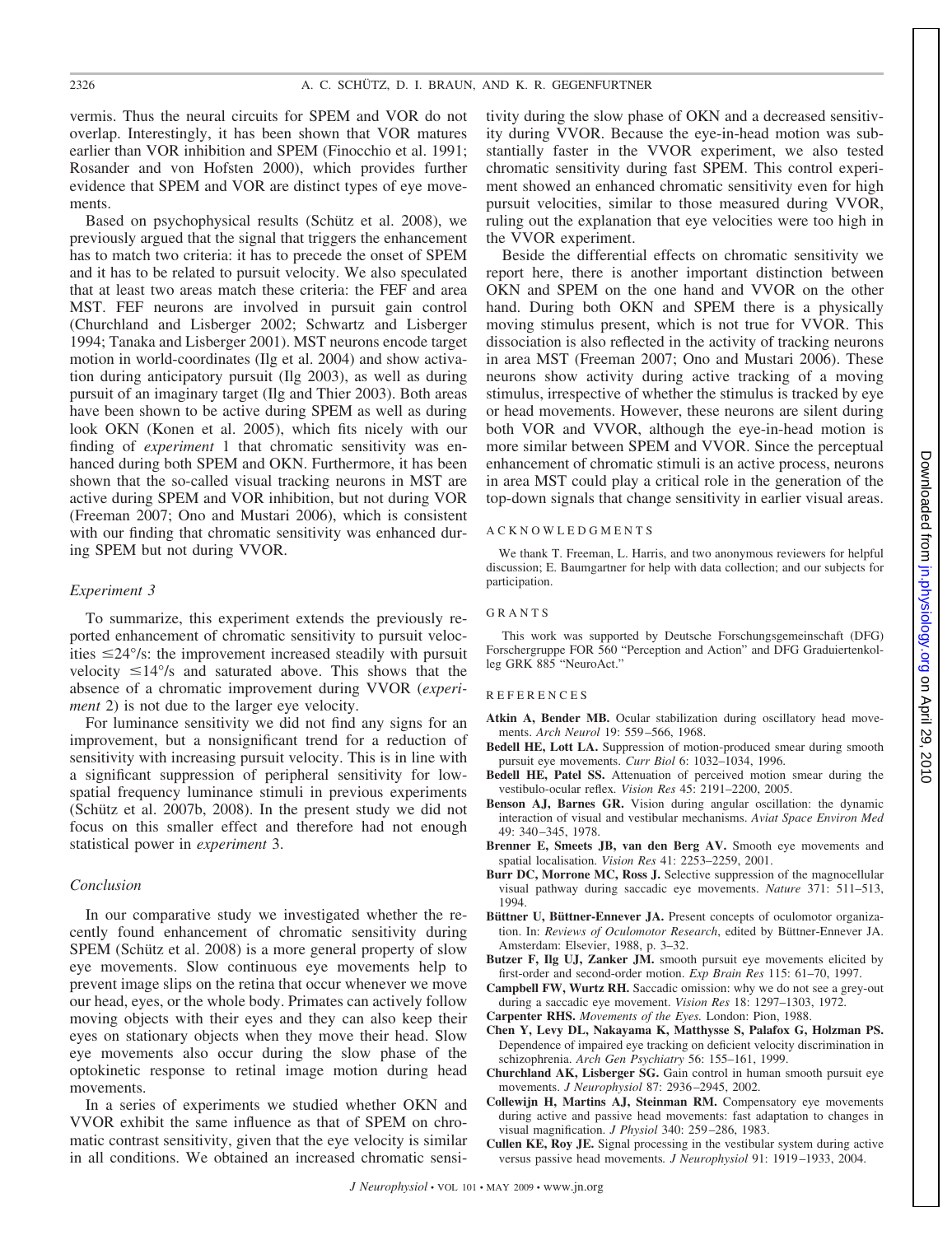vermis. Thus the neural circuits for SPEM and VOR do not overlap. Interestingly, it has been shown that VOR matures earlier than VOR inhibition and SPEM (Finocchio et al. 1991; Rosander and von Hofsten 2000), which provides further evidence that SPEM and VOR are distinct types of eye movements.

Based on psychophysical results (Schütz et al. 2008), we previously argued that the signal that triggers the enhancement has to match two criteria: it has to precede the onset of SPEM and it has to be related to pursuit velocity. We also speculated that at least two areas match these criteria: the FEF and area MST. FEF neurons are involved in pursuit gain control (Churchland and Lisberger 2002; Schwartz and Lisberger 1994; Tanaka and Lisberger 2001). MST neurons encode target motion in world-coordinates (Ilg et al. 2004) and show activation during anticipatory pursuit (Ilg 2003), as well as during pursuit of an imaginary target (Ilg and Thier 2003). Both areas have been shown to be active during SPEM as well as during look OKN (Konen et al. 2005), which fits nicely with our finding of *experiment* 1 that chromatic sensitivity was enhanced during both SPEM and OKN. Furthermore, it has been shown that the so-called visual tracking neurons in MST are active during SPEM and VOR inhibition, but not during VOR (Freeman 2007; Ono and Mustari 2006), which is consistent with our finding that chromatic sensitivity was enhanced during SPEM but not during VVOR.

### *Experiment 3*

To summarize, this experiment extends the previously reported enhancement of chromatic sensitivity to pursuit velocities ≤24°/s: the improvement increased steadily with pursuit velocity ≤14°/s and saturated above. This shows that the absence of a chromatic improvement during VVOR (*experiment* 2) is not due to the larger eye velocity.

For luminance sensitivity we did not find any signs for an improvement, but a nonsignificant trend for a reduction of sensitivity with increasing pursuit velocity. This is in line with a significant suppression of peripheral sensitivity for low-spatial frequency luminance stimuli in previous experiments (Schütz et al. 2007b, 2008). In the present study we did not focus on this smaller effect and therefore had not enough statistical power in *experiment* 3.

### *Conclusion*

In our comparative study we investigated whether the recently found enhancement of chromatic sensitivity during SPEM (Schütz et al. 2008) is a more general property of slow eye movements. Slow continuous eye movements help to prevent image slips on the retina that occur whenever we move our head, eyes, or the whole body. Primates can actively follow moving objects with their eyes and they can also keep their eyes on stationary objects when they move their head. Slow eye movements also occur during the slow phase of the optokinetic response to retinal image motion during head movements.

In a series of experiments we studied whether OKN and VVOR exhibit the same influence as that of SPEM on chromatic contrast sensitivity, given that the eye velocity is similar in all conditions. We obtained an increased chromatic sensitivity during the slow phase of OKN and a decreased sensitivity during VVOR. Because the eye-in-head motion was substantially faster in the VVOR experiment, we also tested chromatic sensitivity during fast SPEM. This control experiment showed an enhanced chromatic sensitivity even for high pursuit velocities, similar to those measured during VVOR, ruling out the explanation that eye velocities were too high in the VVOR experiment.

Beside the differential effects on chromatic sensitivity we report here, there is another important distinction between OKN and SPEM on the one hand and VVOR on the other hand. During both OKN and SPEM there is a physically moving stimulus present, which is not true for VVOR. This dissociation is also reflected in the activity of tracking neurons in area MST (Freeman 2007; Ono and Mustari 2006). These neurons show activity during active tracking of a moving stimulus, irrespective of whether the stimulus is tracked by eye or head movements. However, these neurons are silent during both VOR and VVOR, although the eye-in-head motion is more similar between SPEM and VVOR. Since the perceptual enhancement of chromatic stimuli is an active process, neurons in area MST could play a critical role in the generation of the top-down signals that change sensitivity in earlier visual areas.

## ACKNOWLEDGMENTS

We thank T. Freeman, L. Harris, and two anonymous reviewers for helpful discussion; E. Baumgartner for help with data collection; and our subjects for participation.

## GRANTS

This work was supported by Deutsche Forschungsgemeinschaft (DFG) Forschergruppe FOR 560 "Perception and Action" and DFG Graduiertenkolleg GRK 885 "NeuroAct."

## REFERENCES

**Atkin A, Bender MB.** Ocular stabilization during oscillatory head movements. *Arch Neurol* 19: 559–566, 1968.

**Bedell HE, Lott LA.** Suppression of motion-produced smear during smooth pursuit eye movements. *Curr Biol* 6: 1032–1034, 1996.

**Bedell HE, Patel SS.** Attenuation of perceived motion smear during the vestibulo-ocular reflex. *Vision Res* 45: 2191–2200, 2005.

**Benson AJ, Barnes GR.** Vision during angular oscillation: the dynamic interaction of visual and vestibular mechanisms. *Aviat Space Environ Med* 49: 340–345, 1978.

**Brenner E, Smeets JB, van den Berg AV.** Smooth eye movements and spatial localisation. *Vision Res* 41: 2253–2259, 2001.

**Burr DC, Morrone MC, Ross J.** Selective suppression of the magnocellular visual pathway during saccadic eye movements. *Nature* 371: 511–513, 1994.

**Büttner U, Büttner-Ennever JA.** Present concepts of oculomotor organization. In: *Reviews of Oculomotor Research*, edited by Büttner-Ennever JA. Amsterdam: Elsevier, 1988, p. 3–32.

**Butzer F, Ilg UJ, Zanker JM.** smooth pursuit eye movements elicited by first-order and second-order motion. *Exp Brain Res* 115: 61–70, 1997.

**Campbell FW, Wurtz RH.** Saccadic omission: why we do not see a grey-out during a saccadic eye movement. *Vision Res* 18: 1297–1303, 1972.

**Carpenter RHS.** *Movements of the Eyes.* London: Pion, 1988.

**Chen Y, Levy DL, Nakayama K, Matthysse S, Palafox G, Holzman PS.** Dependence of impaired eye tracking on deficient velocity discrimination in schizophrenia. *Arch Gen Psychiatry* 56: 155–161, 1999.

**Churchland AK, Lisberger SG.** Gain control in human smooth pursuit eye movements. *J Neurophysiol* 87: 2936–2945, 2002.

**Collewijn H, Martins AJ, Steinman RM.** Compensatory eye movements during active and passive head movements: fast adaptation to changes in visual magnification. *J Physiol* 340: 259–286, 1983.

**Cullen KE, Roy JE.** Signal processing in the vestibular system during active versus passive head movements. *J Neurophysiol* 91: 1919–1933, 2004.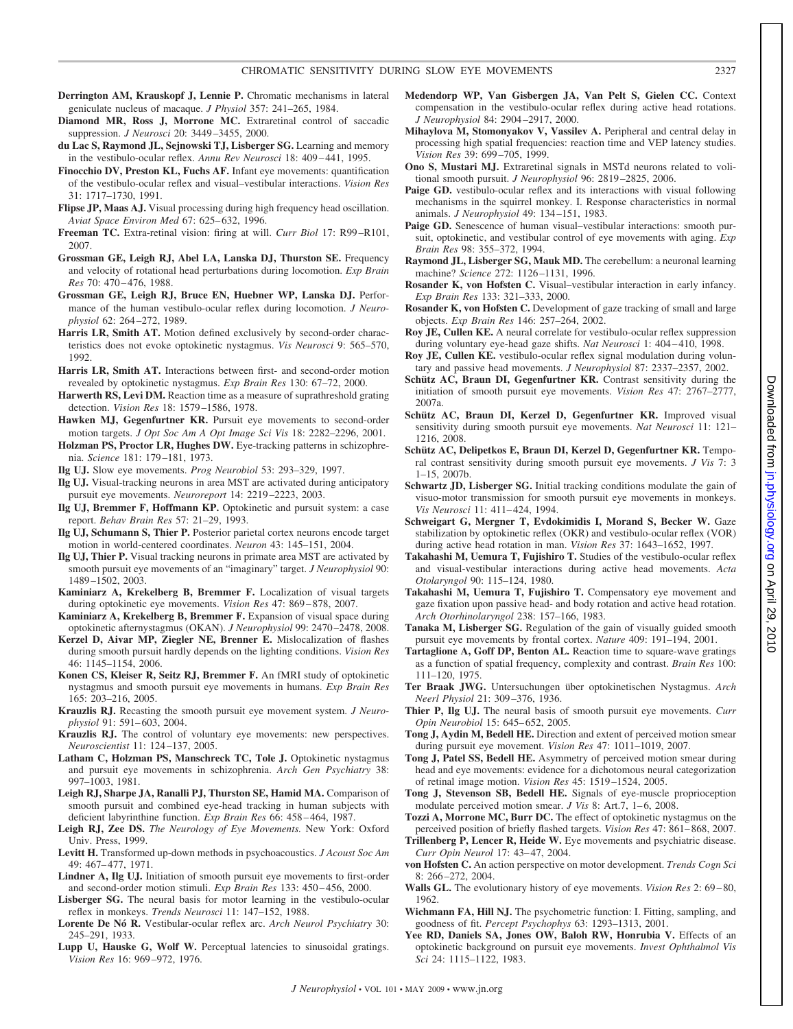**Derrington AM, Krauskopf J, Lennie P.** Chromatic mechanisms in lateral geniculate nucleus of macaque. *J Physiol* 357: 241–265, 1984.

**Diamond MR, Ross J, Morrone MC.** Extraretinal control of saccadic suppression. *J Neurosci* 20: 3449–3455, 2000.

**du Lac S, Raymond JL, Sejnowski TJ, Lisberger SG.** Learning and memory in the vestibulo-ocular reflex. *Annu Rev Neurosci* 18: 409–441, 1995.

**Finocchio DV, Preston KL, Fuchs AF.** Infant eye movements: quantification of the vestibulo-ocular reflex and visual–vestibular interactions. *Vision Res* 31: 1717–1730, 1991.

**Flipse JP, Maas AJ.** Visual processing during high frequency head oscillation. *Aviat Space Environ Med* 67: 625–632, 1996.

**Freeman TC.** Extra-retinal vision: firing at will. *Curr Biol* 17: R99–R101, 2007.

**Grossman GE, Leigh RJ, Abel LA, Lanska DJ, Thurston SE.** Frequency and velocity of rotational head perturbations during locomotion. *Exp Brain Res* 70: 470–476, 1988.

**Grossman GE, Leigh RJ, Bruce EN, Huebner WP, Lanska DJ.** Performance of the human vestibulo-ocular reflex during locomotion. *J Neurophysiol* 62: 264–272, 1989.

**Harris LR, Smith AT.** Motion defined exclusively by second-order characteristics does not evoke optokinetic nystagmus. *Vis Neurosci* 9: 565–570, 1992.

**Harris LR, Smith AT.** Interactions between first- and second-order motion revealed by optokinetic nystagmus. *Exp Brain Res* 130: 67–72, 2000.

**Harwerth RS, Levi DM.** Reaction time as a measure of suprathreshold grating detection. *Vision Res* 18: 1579–1586, 1978.

**Hawken MJ, Gegenfurtner KR.** Pursuit eye movements to second-order motion targets. *J Opt Soc Am A Opt Image Sci Vis* 18: 2282–2296, 2001.

**Holzman PS, Proctor LR, Hughes DW.** Eye-tracking patterns in schizophrenia. *Science* 181: 179–181, 1973.

**Ilg UJ.** Slow eye movements. *Prog Neurobiol* 53: 293–329, 1997.

**Ilg UJ.** Visual-tracking neurons in area MST are activated during anticipatory pursuit eye movements. *Neuroreport* 14: 2219–2223, 2003.

**Ilg UJ, Bremmer F, Hoffmann KP.** Optokinetic and pursuit system: a case report. *Behav Brain Res* 57: 21–29, 1993.

**Ilg UJ, Schumann S, Thier P.** Posterior parietal cortex neurons encode target motion in world-centered coordinates. *Neuron* 43: 145–151, 2004.

**Ilg UJ, Thier P.** Visual tracking neurons in primate area MST are activated by smooth pursuit eye movements of an "imaginary" target. *J Neurophysiol* 90: 1489–1502, 2003.

**Kaminiarz A, Krekelberg B, Bremmer F.** Localization of visual targets during optokinetic eye movements. *Vision Res* 47: 869–878, 2007.

**Kaminiarz A, Krekelberg B, Bremmer F.** Expansion of visual space during optokinetic afternystagmus (OKAN). *J Neurophysiol* 99: 2470–2478, 2008.

**Kerzel D, Aivar MP, Ziegler NE, Brenner E.** Mislocalization of flashes during smooth pursuit hardly depends on the lighting conditions. *Vision Res* 46: 1145–1154, 2006.

**Konen CS, Kleiser R, Seitz RJ, Bremmer F.** An fMRI study of optokinetic nystagmus and smooth pursuit eye movements in humans. *Exp Brain Res* 165: 203–216, 2005.

**Krauzlis RJ.** Recasting the smooth pursuit eye movement system. *J Neurophysiol* 91: 591–603, 2004.

**Krauzlis RJ.** The control of voluntary eye movements: new perspectives. *Neuroscientist* 11: 124–137, 2005.

**Latham C, Holzman PS, Manschreck TC, Tole J.** Optokinetic nystagmus and pursuit eye movements in schizophrenia. *Arch Gen Psychiatry* 38: 997–1003, 1981.

**Leigh RJ, Sharpe JA, Ranalli PJ, Thurston SE, Hamid MA.** Comparison of smooth pursuit and combined eye-head tracking in human subjects with deficient labyrinthine function. *Exp Brain Res* 66: 458–464, 1987.

**Leigh RJ, Zee DS.** *The Neurology of Eye Movements.* New York: Oxford Univ. Press, 1999.

**Levitt H.** Transformed up-down methods in psychoacoustics. *J Acoust Soc Am* 49: 467–477, 1971.

**Lindner A, Ilg UJ.** Initiation of smooth pursuit eye movements to first-order and second-order motion stimuli. *Exp Brain Res* 133: 450–456, 2000.

**Lisberger SG.** The neural basis for motor learning in the vestibulo-ocular reflex in monkeys. *Trends Neurosci* 11: 147–152, 1988.

**Lorente De Nó R.** Vestibular-ocular reflex arc. *Arch Neurol Psychiatry* 30: 245–291, 1933.

**Lupp U, Hauske G, Wolf W.** Perceptual latencies to sinusoidal gratings. *Vision Res* 16: 969–972, 1976.

**Medendorp WP, Van Gisbergen JA, Van Pelt S, Gielen CC.** Context compensation in the vestibulo-ocular reflex during active head rotations. *J Neurophysiol* 84: 2904–2917, 2000.

**Mihaylova M, Stomonyakov V, Vassilev A.** Peripheral and central delay in processing high spatial frequencies: reaction time and VEP latency studies. *Vision Res* 39: 699–705, 1999.

**Ono S, Mustari MJ.** Extraretinal signals in MSTd neurons related to volitional smooth pursuit. *J Neurophysiol* 96: 2819–2825, 2006.

**Paige GD.** vestibulo-ocular reflex and its interactions with visual following mechanisms in the squirrel monkey. I. Response characteristics in normal animals. *J Neurophysiol* 49: 134–151, 1983.

**Paige GD.** Senescence of human visual–vestibular interactions: smooth pursuit, optokinetic, and vestibular control of eye movements with aging. *Exp Brain Res* 98: 355–372, 1994.

**Raymond JL, Lisberger SG, Mauk MD.** The cerebellum: a neuronal learning machine? *Science* 272: 1126–1131, 1996.

**Rosander K, von Hofsten C.** Visual–vestibular interaction in early infancy. *Exp Brain Res* 133: 321–333, 2000.

**Rosander K, von Hofsten C.** Development of gaze tracking of small and large objects. *Exp Brain Res* 146: 257–264, 2002.

**Roy JE, Cullen KE.** A neural correlate for vestibulo-ocular reflex suppression during voluntary eye-head gaze shifts. *Nat Neurosci* 1: 404–410, 1998.

**Roy JE, Cullen KE.** vestibulo-ocular reflex signal modulation during voluntary and passive head movements. *J Neurophysiol* 87: 2337–2357, 2002.

**Schütz AC, Braun DI, Gegenfurtner KR.** Contrast sensitivity during the initiation of smooth pursuit eye movements. *Vision Res* 47: 2767–2777, 2007a.

**Schütz AC, Braun DI, Kerzel D, Gegenfurtner KR.** Improved visual sensitivity during smooth pursuit eye movements. *Nat Neurosci* 11: 121–1216, 2008.

**Schütz AC, Delipetkos E, Braun DI, Kerzel D, Gegenfurtner KR.** Temporal contrast sensitivity during smooth pursuit eye movements. *J Vis* 7: 3 1–15, 2007b.

**Schwartz JD, Lisberger SG.** Initial tracking conditions modulate the gain of visuo-motor transmission for smooth pursuit eye movements in monkeys. *Vis Neurosci* 11: 411–424, 1994.

**Schweigart G, Mergner T, Evdokimidis I, Morand S, Becker W.** Gaze stabilization by optokinetic reflex (OKR) and vestibulo-ocular reflex (VOR) during active head rotation in man. *Vision Res* 37: 1643–1652, 1997.

**Takahashi M, Uemura T, Fujishiro T.** Studies of the vestibulo-ocular reflex and visual-vestibular interactions during active head movements. *Acta Otolaryngol* 90: 115–124, 1980.

**Takahashi M, Uemura T, Fujishiro T.** Compensatory eye movement and gaze fixation upon passive head- and body rotation and active head rotation. *Arch Otorhinolaryngol* 238: 157–166, 1983.

**Tanaka M, Lisberger SG.** Regulation of the gain of visually guided smooth pursuit eye movements by frontal cortex. *Nature* 409: 191–194, 2001.

**Tartaglione A, Goff DP, Benton AL.** Reaction time to square-wave gratings as a function of spatial frequency, complexity and contrast. *Brain Res* 100: 111–120, 1975.

**Ter Braak JWG.** Untersuchungen über optokinetischen Nystagmus. *Arch Neerl Physiol* 21: 309–376, 1936.

**Thier P, Ilg UJ.** The neural basis of smooth pursuit eye movements. *Curr Opin Neurobiol* 15: 645–652, 2005.

**Tong J, Aydin M, Bedell HE.** Direction and extent of perceived motion smear during pursuit eye movement. *Vision Res* 47: 1011–1019, 2007.

**Tong J, Patel SS, Bedell HE.** Asymmetry of perceived motion smear during head and eye movements: evidence for a dichotomous neural categorization of retinal image motion. *Vision Res* 45: 1519–1524, 2005.

**Tong J, Stevenson SB, Bedell HE.** Signals of eye-muscle proprioception modulate perceived motion smear. *J Vis* 8: Art.7, 1–6, 2008.

**Tozzi A, Morrone MC, Burr DC.** The effect of optokinetic nystagmus on the perceived position of briefly flashed targets. *Vision Res* 47: 861–868, 2007.

**Trillenberg P, Lencer R, Heide W.** Eye movements and psychiatric disease. *Curr Opin Neurol* 17: 43–47, 2004.

**von Hofsten C.** An action perspective on motor development. *Trends Cogn Sci* 8: 266–272, 2004.

**Walls GL.** The evolutionary history of eye movements. *Vision Res* 2: 69–80, 1962.

**Wichmann FA, Hill NJ.** The psychometric function: I. Fitting, sampling, and goodness of fit. *Percept Psychophys* 63: 1293–1313, 2001.

**Yee RD, Daniels SA, Jones OW, Baloh RW, Honrubia V.** Effects of an optokinetic background on pursuit eye movements. *Invest Ophthalmol Vis Sci* 24: 1115–1122, 1983.